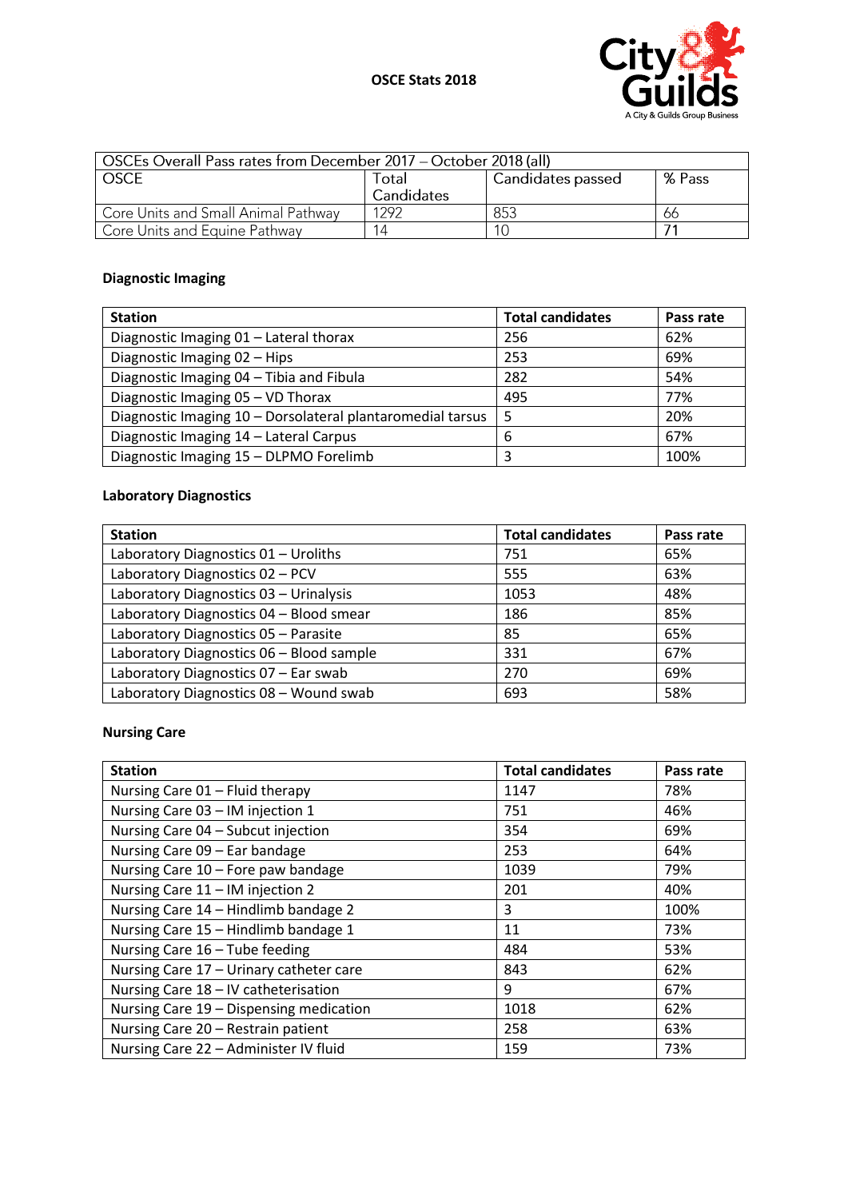# OSCE Stats 2018

| OSCEs Overall Pass rates from December 2017 – October 2018 (all) | | | |
|---|---|---|---|
| OSCE | Total Candidates | Candidates passed | % Pass |
| Core Units and Small Animal Pathway | 1292 | 853 | 66 |
| Core Units and Equine Pathway | 14 | 10 | 71 |

## Diagnostic Imaging

| Station | Total candidates | Pass rate |
|---|---|---|
| Diagnostic Imaging 01 – Lateral thorax | 256 | 62% |
| Diagnostic Imaging 02 – Hips | 253 | 69% |
| Diagnostic Imaging 04 – Tibia and Fibula | 282 | 54% |
| Diagnostic Imaging 05 – VD Thorax | 495 | 77% |
| Diagnostic Imaging 10 – Dorsolateral plantaromedial tarsus | 5 | 20% |
| Diagnostic Imaging 14 – Lateral Carpus | 6 | 67% |
| Diagnostic Imaging 15 – DLPMO Forelimb | 3 | 100% |

## Laboratory Diagnostics

| Station | Total candidates | Pass rate |
|---|---|---|
| Laboratory Diagnostics 01 – Uroliths | 751 | 65% |
| Laboratory Diagnostics 02 – PCV | 555 | 63% |
| Laboratory Diagnostics 03 – Urinalysis | 1053 | 48% |
| Laboratory Diagnostics 04 – Blood smear | 186 | 85% |
| Laboratory Diagnostics 05 – Parasite | 85 | 65% |
| Laboratory Diagnostics 06 – Blood sample | 331 | 67% |
| Laboratory Diagnostics 07 – Ear swab | 270 | 69% |
| Laboratory Diagnostics 08 – Wound swab | 693 | 58% |

## Nursing Care

| Station | Total candidates | Pass rate |
|---|---|---|
| Nursing Care 01 – Fluid therapy | 1147 | 78% |
| Nursing Care 03 – IM injection 1 | 751 | 46% |
| Nursing Care 04 – Subcut injection | 354 | 69% |
| Nursing Care 09 – Ear bandage | 253 | 64% |
| Nursing Care 10 – Fore paw bandage | 1039 | 79% |
| Nursing Care 11 – IM injection 2 | 201 | 40% |
| Nursing Care 14 – Hindlimb bandage 2 | 3 | 100% |
| Nursing Care 15 – Hindlimb bandage 1 | 11 | 73% |
| Nursing Care 16 – Tube feeding | 484 | 53% |
| Nursing Care 17 – Urinary catheter care | 843 | 62% |
| Nursing Care 18 – IV catheterisation | 9 | 67% |
| Nursing Care 19 – Dispensing medication | 1018 | 62% |
| Nursing Care 20 – Restrain patient | 258 | 63% |
| Nursing Care 22 – Administer IV fluid | 159 | 73% |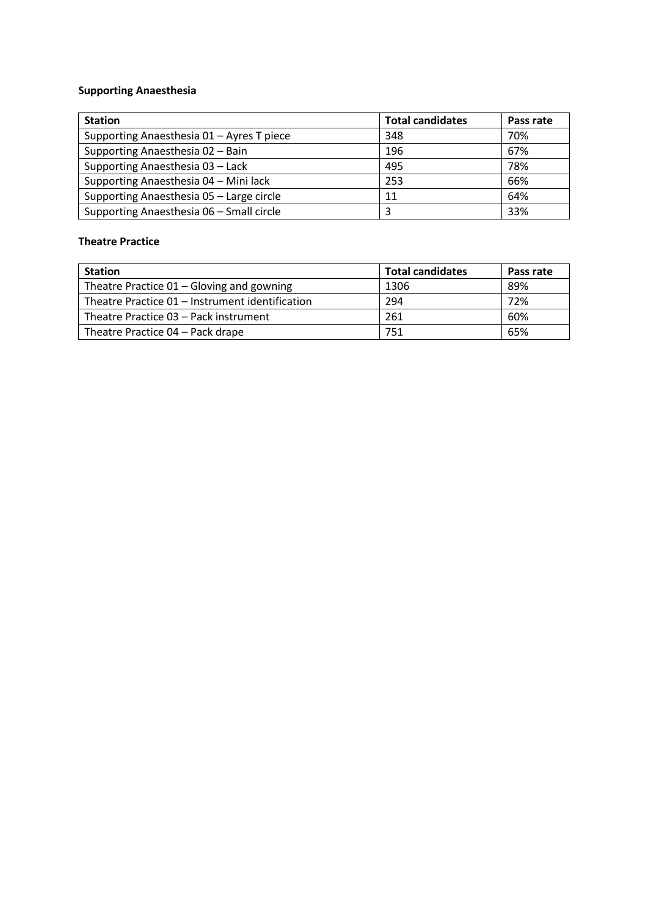**Supporting Anaesthesia**

| Station | Total candidates | Pass rate |
|---|---|---|
| Supporting Anaesthesia 01 – Ayres T piece | 348 | 70% |
| Supporting Anaesthesia 02 – Bain | 196 | 67% |
| Supporting Anaesthesia 03 – Lack | 495 | 78% |
| Supporting Anaesthesia 04 – Mini lack | 253 | 66% |
| Supporting Anaesthesia 05 – Large circle | 11 | 64% |
| Supporting Anaesthesia 06 – Small circle | 3 | 33% |

**Theatre Practice**

| Station | Total candidates | Pass rate |
|---|---|---|
| Theatre Practice 01 – Gloving and gowning | 1306 | 89% |
| Theatre Practice 01 – Instrument identification | 294 | 72% |
| Theatre Practice 03 – Pack instrument | 261 | 60% |
| Theatre Practice 04 – Pack drape | 751 | 65% |